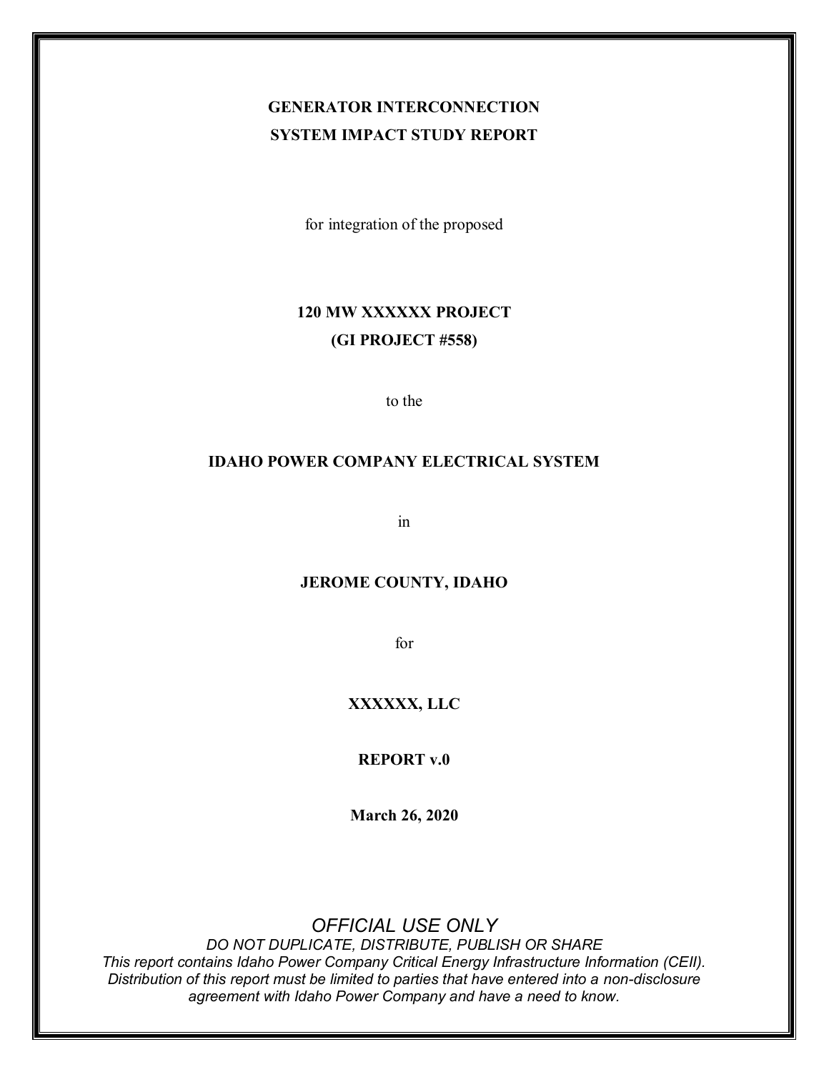**GENERATOR INTERCONNECTION**
**SYSTEM IMPACT STUDY REPORT**

for integration of the proposed

**120 MW XXXXXX PROJECT**
**(GI PROJECT #558)**

to the

**IDAHO POWER COMPANY ELECTRICAL SYSTEM**

in

**JEROME COUNTY, IDAHO**

for

**XXXXXX, LLC**

**REPORT v.0**

**March 26, 2020**

*OFFICIAL USE ONLY*
*DO NOT DUPLICATE, DISTRIBUTE, PUBLISH OR SHARE*
*This report contains Idaho Power Company Critical Energy Infrastructure Information (CEII). Distribution of this report must be limited to parties that have entered into a non-disclosure agreement with Idaho Power Company and have a need to know.*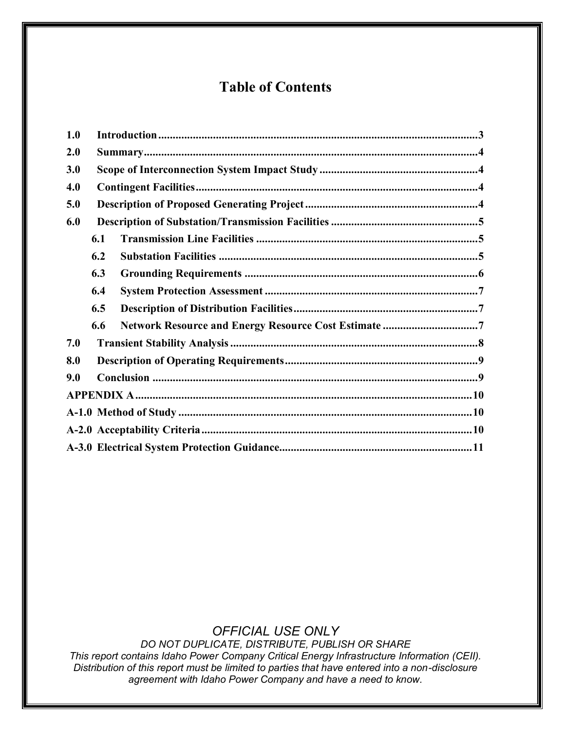# Table of Contents

**1.0 Introduction** ..... 3
**2.0 Summary** ..... 4
**3.0 Scope of Interconnection System Impact Study** ..... 4
**4.0 Contingent Facilities** ..... 4
**5.0 Description of Proposed Generating Project** ..... 4
**6.0 Description of Substation/Transmission Facilities** ..... 5
- **6.1 Transmission Line Facilities** ..... 5
- **6.2 Substation Facilities** ..... 5
- **6.3 Grounding Requirements** ..... 6
- **6.4 System Protection Assessment** ..... 7
- **6.5 Description of Distribution Facilities** ..... 7
- **6.6 Network Resource and Energy Resource Cost Estimate** ..... 7

**7.0 Transient Stability Analysis** ..... 8
**8.0 Description of Operating Requirements** ..... 9
**9.0 Conclusion** ..... 9
**APPENDIX A** ..... 10
**A-1.0 Method of Study** ..... 10
**A-2.0 Acceptability Criteria** ..... 10
**A-3.0 Electrical System Protection Guidance** ..... 11

*OFFICIAL USE ONLY*
*DO NOT DUPLICATE, DISTRIBUTE, PUBLISH OR SHARE*
*This report contains Idaho Power Company Critical Energy Infrastructure Information (CEII). Distribution of this report must be limited to parties that have entered into a non-disclosure agreement with Idaho Power Company and have a need to know.*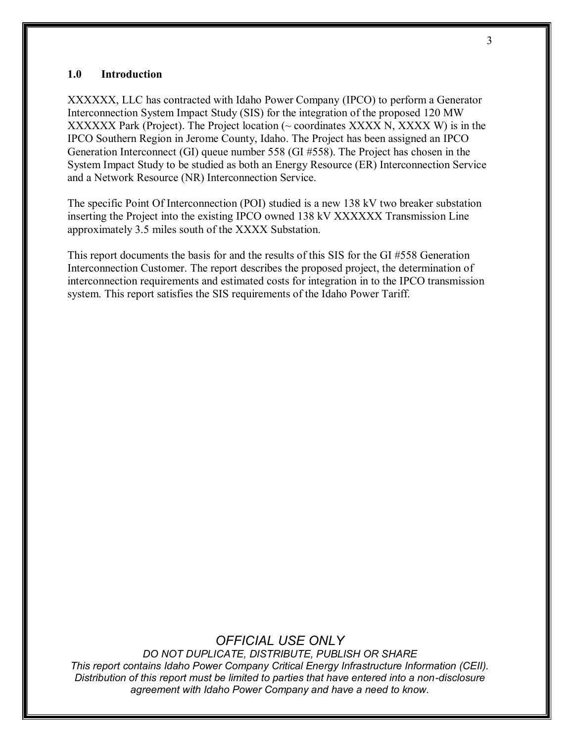## 1.0 Introduction

XXXXXX, LLC has contracted with Idaho Power Company (IPCO) to perform a Generator Interconnection System Impact Study (SIS) for the integration of the proposed 120 MW XXXXXX Park (Project). The Project location (~ coordinates XXXX N, XXXX W) is in the IPCO Southern Region in Jerome County, Idaho. The Project has been assigned an IPCO Generation Interconnect (GI) queue number 558 (GI #558). The Project has chosen in the System Impact Study to be studied as both an Energy Resource (ER) Interconnection Service and a Network Resource (NR) Interconnection Service.

The specific Point Of Interconnection (POI) studied is a new 138 kV two breaker substation inserting the Project into the existing IPCO owned 138 kV XXXXXX Transmission Line approximately 3.5 miles south of the XXXX Substation.

This report documents the basis for and the results of this SIS for the GI #558 Generation Interconnection Customer. The report describes the proposed project, the determination of interconnection requirements and estimated costs for integration in to the IPCO transmission system. This report satisfies the SIS requirements of the Idaho Power Tariff.

*OFFICIAL USE ONLY*

*DO NOT DUPLICATE, DISTRIBUTE, PUBLISH OR SHARE*

*This report contains Idaho Power Company Critical Energy Infrastructure Information (CEII). Distribution of this report must be limited to parties that have entered into a non-disclosure agreement with Idaho Power Company and have a need to know.*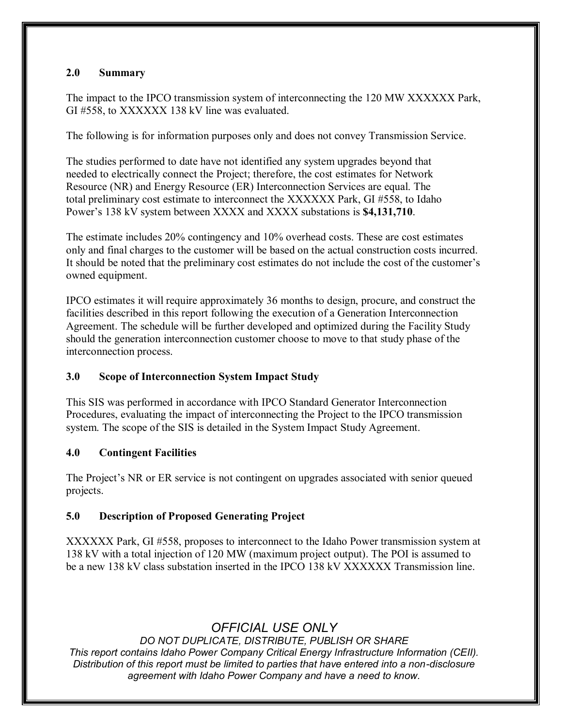## 2.0 Summary

The impact to the IPCO transmission system of interconnecting the 120 MW XXXXXX Park, GI #558, to XXXXXX 138 kV line was evaluated.

The following is for information purposes only and does not convey Transmission Service.

The studies performed to date have not identified any system upgrades beyond that needed to electrically connect the Project; therefore, the cost estimates for Network Resource (NR) and Energy Resource (ER) Interconnection Services are equal. The total preliminary cost estimate to interconnect the XXXXXX Park, GI #558, to Idaho Power's 138 kV system between XXXX and XXXX substations is **$4,131,710**.

The estimate includes 20% contingency and 10% overhead costs. These are cost estimates only and final charges to the customer will be based on the actual construction costs incurred. It should be noted that the preliminary cost estimates do not include the cost of the customer's owned equipment.

IPCO estimates it will require approximately 36 months to design, procure, and construct the facilities described in this report following the execution of a Generation Interconnection Agreement. The schedule will be further developed and optimized during the Facility Study should the generation interconnection customer choose to move to that study phase of the interconnection process.

## 3.0 Scope of Interconnection System Impact Study

This SIS was performed in accordance with IPCO Standard Generator Interconnection Procedures, evaluating the impact of interconnecting the Project to the IPCO transmission system. The scope of the SIS is detailed in the System Impact Study Agreement.

## 4.0 Contingent Facilities

The Project's NR or ER service is not contingent on upgrades associated with senior queued projects.

## 5.0 Description of Proposed Generating Project

XXXXXX Park, GI #558, proposes to interconnect to the Idaho Power transmission system at 138 kV with a total injection of 120 MW (maximum project output). The POI is assumed to be a new 138 kV class substation inserted in the IPCO 138 kV XXXXXX Transmission line.

*OFFICIAL USE ONLY*

*DO NOT DUPLICATE, DISTRIBUTE, PUBLISH OR SHARE*

*This report contains Idaho Power Company Critical Energy Infrastructure Information (CEII). Distribution of this report must be limited to parties that have entered into a non-disclosure agreement with Idaho Power Company and have a need to know.*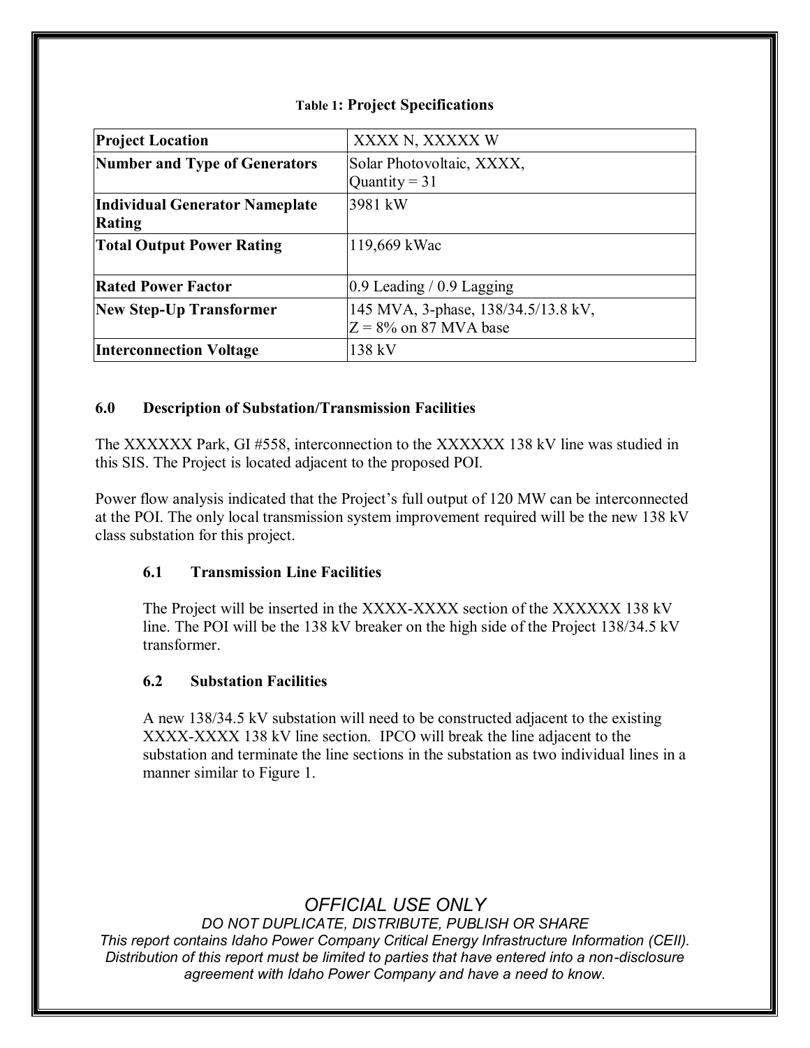**Table 1: Project Specifications**

| **Project Location** | XXXX N, XXXXX W |
|---|---|
| **Number and Type of Generators** | Solar Photovoltaic, XXXX,<br>Quantity = 31 |
| **Individual Generator Nameplate Rating** | 3981 kW |
| **Total Output Power Rating** | 119,669 kWac |
| **Rated Power Factor** | 0.9 Leading / 0.9 Lagging |
| **New Step-Up Transformer** | 145 MVA, 3-phase, 138/34.5/13.8 kV,<br>Z = 8% on 87 MVA base |
| **Interconnection Voltage** | 138 kV |

## 6.0 Description of Substation/Transmission Facilities

The XXXXXX Park, GI #558, interconnection to the XXXXXX 138 kV line was studied in this SIS. The Project is located adjacent to the proposed POI.

Power flow analysis indicated that the Project's full output of 120 MW can be interconnected at the POI. The only local transmission system improvement required will be the new 138 kV class substation for this project.

### 6.1 Transmission Line Facilities

The Project will be inserted in the XXXX-XXXX section of the XXXXXX 138 kV line. The POI will be the 138 kV breaker on the high side of the Project 138/34.5 kV transformer.

### 6.2 Substation Facilities

A new 138/34.5 kV substation will need to be constructed adjacent to the existing XXXX-XXXX 138 kV line section. IPCO will break the line adjacent to the substation and terminate the line sections in the substation as two individual lines in a manner similar to Figure 1.

*OFFICIAL USE ONLY*

*DO NOT DUPLICATE, DISTRIBUTE, PUBLISH OR SHARE*

*This report contains Idaho Power Company Critical Energy Infrastructure Information (CEII). Distribution of this report must be limited to parties that have entered into a non-disclosure agreement with Idaho Power Company and have a need to know.*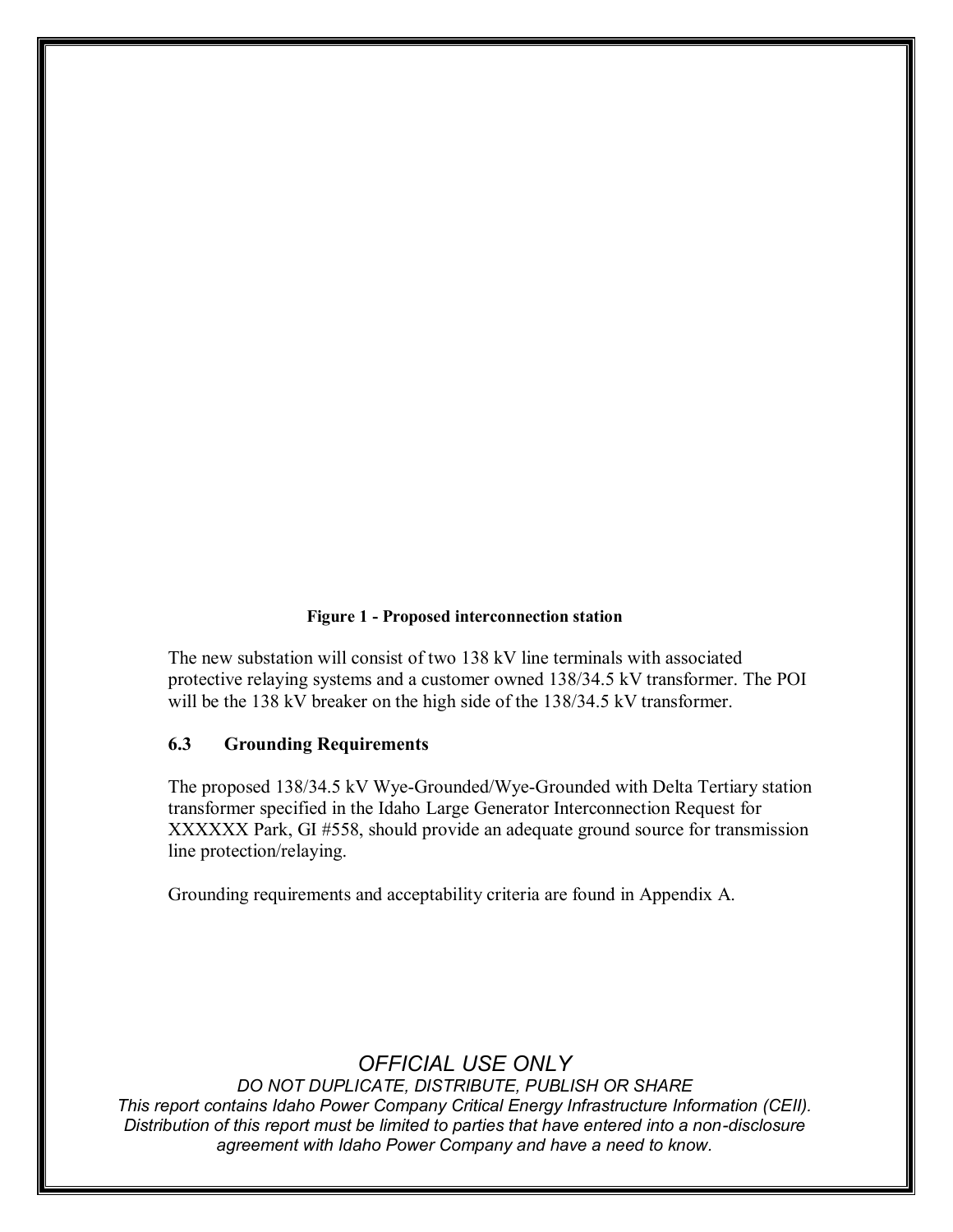**Figure 1 - Proposed interconnection station**

The new substation will consist of two 138 kV line terminals with associated protective relaying systems and a customer owned 138/34.5 kV transformer. The POI will be the 138 kV breaker on the high side of the 138/34.5 kV transformer.

### 6.3 Grounding Requirements

The proposed 138/34.5 kV Wye-Grounded/Wye-Grounded with Delta Tertiary station transformer specified in the Idaho Large Generator Interconnection Request for XXXXXX Park, GI #558, should provide an adequate ground source for transmission line protection/relaying.

Grounding requirements and acceptability criteria are found in Appendix A.

*OFFICIAL USE ONLY*

*DO NOT DUPLICATE, DISTRIBUTE, PUBLISH OR SHARE*

*This report contains Idaho Power Company Critical Energy Infrastructure Information (CEII). Distribution of this report must be limited to parties that have entered into a non-disclosure agreement with Idaho Power Company and have a need to know.*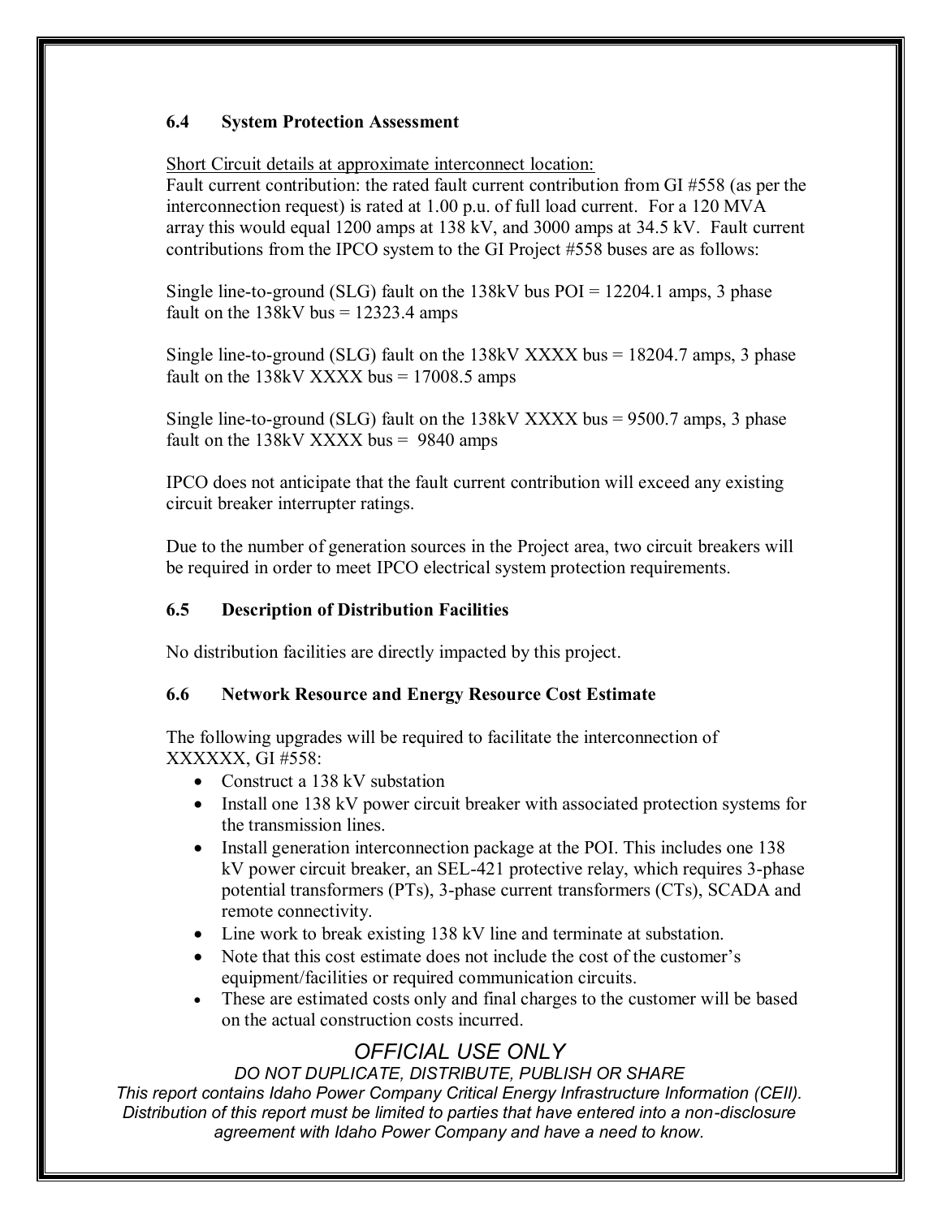### 6.4 System Protection Assessment

Short Circuit details at approximate interconnect location:

Fault current contribution: the rated fault current contribution from GI #558 (as per the interconnection request) is rated at 1.00 p.u. of full load current. For a 120 MVA array this would equal 1200 amps at 138 kV, and 3000 amps at 34.5 kV. Fault current contributions from the IPCO system to the GI Project #558 buses are as follows:

Single line-to-ground (SLG) fault on the 138kV bus POI = 12204.1 amps, 3 phase fault on the 138kV bus = 12323.4 amps

Single line-to-ground (SLG) fault on the 138kV XXXX bus = 18204.7 amps, 3 phase fault on the 138kV XXXX bus = 17008.5 amps

Single line-to-ground (SLG) fault on the 138kV XXXX bus = 9500.7 amps, 3 phase fault on the 138kV XXXX bus = 9840 amps

IPCO does not anticipate that the fault current contribution will exceed any existing circuit breaker interrupter ratings.

Due to the number of generation sources in the Project area, two circuit breakers will be required in order to meet IPCO electrical system protection requirements.

### 6.5 Description of Distribution Facilities

No distribution facilities are directly impacted by this project.

### 6.6 Network Resource and Energy Resource Cost Estimate

The following upgrades will be required to facilitate the interconnection of XXXXXX, GI #558:

- Construct a 138 kV substation
- Install one 138 kV power circuit breaker with associated protection systems for the transmission lines.
- Install generation interconnection package at the POI. This includes one 138 kV power circuit breaker, an SEL-421 protective relay, which requires 3-phase potential transformers (PTs), 3-phase current transformers (CTs), SCADA and remote connectivity.
- Line work to break existing 138 kV line and terminate at substation.
- Note that this cost estimate does not include the cost of the customer's equipment/facilities or required communication circuits.
- These are estimated costs only and final charges to the customer will be based on the actual construction costs incurred.

*OFFICIAL USE ONLY*

*DO NOT DUPLICATE, DISTRIBUTE, PUBLISH OR SHARE*

*This report contains Idaho Power Company Critical Energy Infrastructure Information (CEII). Distribution of this report must be limited to parties that have entered into a non-disclosure agreement with Idaho Power Company and have a need to know.*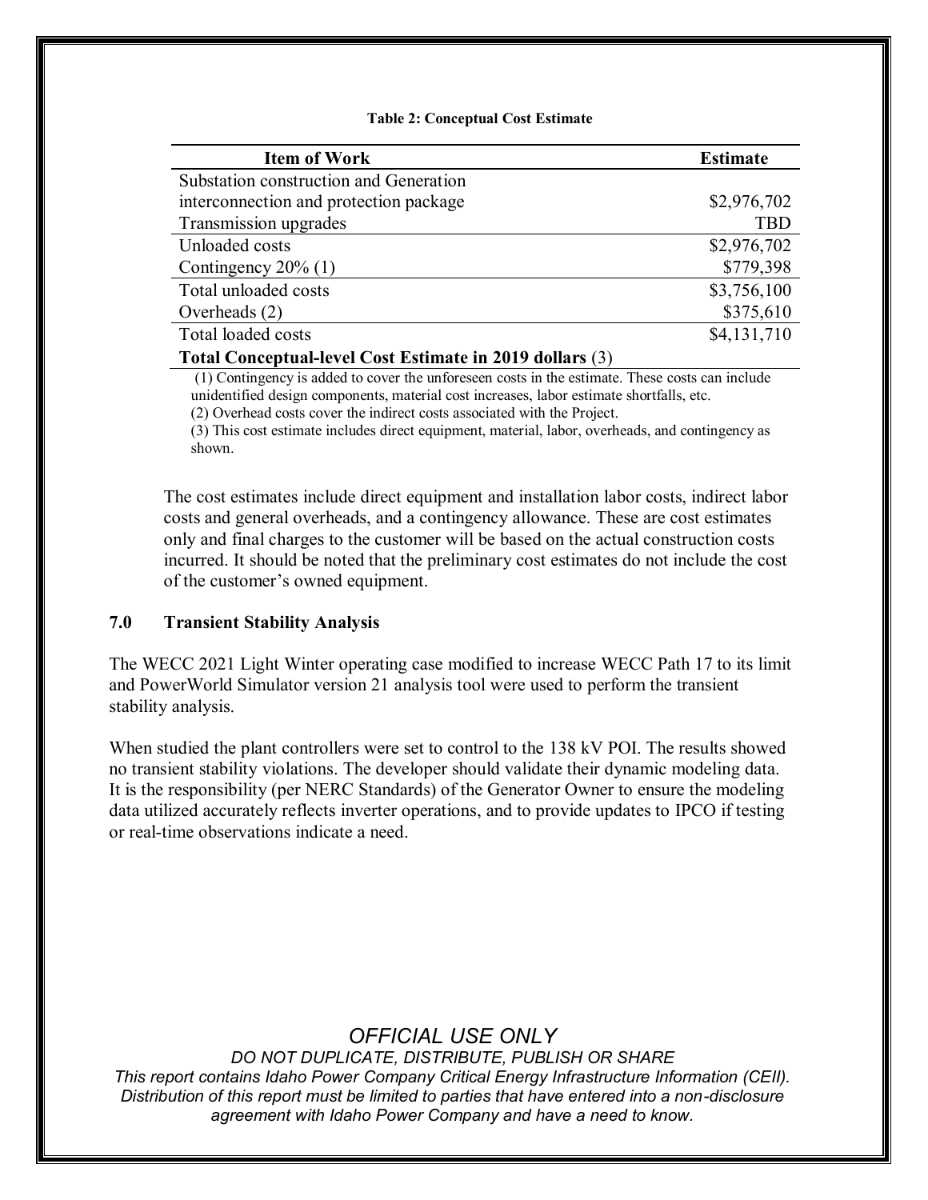**Table 2: Conceptual Cost Estimate**

| Item of Work | Estimate |
|---|---|
| Substation construction and Generation interconnection and protection package | $2,976,702 |
| Transmission upgrades | TBD |
| Unloaded costs | $2,976,702 |
| Contingency 20% (1) | $779,398 |
| Total unloaded costs | $3,756,100 |
| Overheads (2) | $375,610 |
| Total loaded costs | $4,131,710 |
| **Total Conceptual-level Cost Estimate in 2019 dollars** (3) | |

(1) Contingency is added to cover the unforeseen costs in the estimate. These costs can include unidentified design components, material cost increases, labor estimate shortfalls, etc.
(2) Overhead costs cover the indirect costs associated with the Project.
(3) This cost estimate includes direct equipment, material, labor, overheads, and contingency as shown.

The cost estimates include direct equipment and installation labor costs, indirect labor costs and general overheads, and a contingency allowance. These are cost estimates only and final charges to the customer will be based on the actual construction costs incurred. It should be noted that the preliminary cost estimates do not include the cost of the customer's owned equipment.

## 7.0 Transient Stability Analysis

The WECC 2021 Light Winter operating case modified to increase WECC Path 17 to its limit and PowerWorld Simulator version 21 analysis tool were used to perform the transient stability analysis.

When studied the plant controllers were set to control to the 138 kV POI. The results showed no transient stability violations. The developer should validate their dynamic modeling data. It is the responsibility (per NERC Standards) of the Generator Owner to ensure the modeling data utilized accurately reflects inverter operations, and to provide updates to IPCO if testing or real-time observations indicate a need.

*OFFICIAL USE ONLY*
*DO NOT DUPLICATE, DISTRIBUTE, PUBLISH OR SHARE*
*This report contains Idaho Power Company Critical Energy Infrastructure Information (CEII). Distribution of this report must be limited to parties that have entered into a non-disclosure agreement with Idaho Power Company and have a need to know.*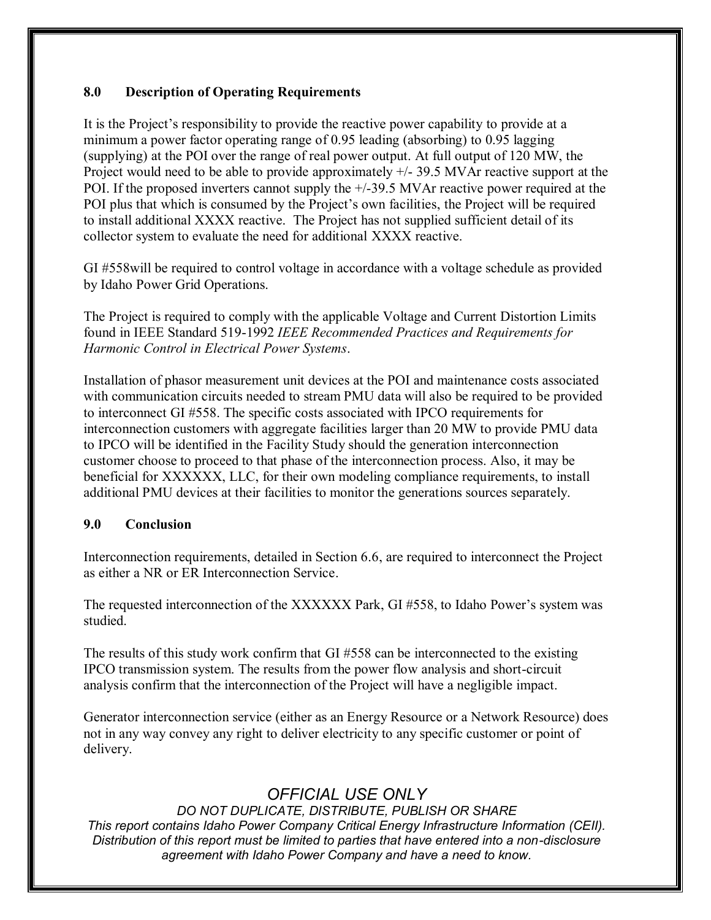## 8.0 Description of Operating Requirements

It is the Project's responsibility to provide the reactive power capability to provide at a minimum a power factor operating range of 0.95 leading (absorbing) to 0.95 lagging (supplying) at the POI over the range of real power output. At full output of 120 MW, the Project would need to be able to provide approximately +/- 39.5 MVAr reactive support at the POI. If the proposed inverters cannot supply the +/-39.5 MVAr reactive power required at the POI plus that which is consumed by the Project's own facilities, the Project will be required to install additional XXXX reactive. The Project has not supplied sufficient detail of its collector system to evaluate the need for additional XXXX reactive.

GI #558will be required to control voltage in accordance with a voltage schedule as provided by Idaho Power Grid Operations.

The Project is required to comply with the applicable Voltage and Current Distortion Limits found in IEEE Standard 519-1992 *IEEE Recommended Practices and Requirements for Harmonic Control in Electrical Power Systems*.

Installation of phasor measurement unit devices at the POI and maintenance costs associated with communication circuits needed to stream PMU data will also be required to be provided to interconnect GI #558. The specific costs associated with IPCO requirements for interconnection customers with aggregate facilities larger than 20 MW to provide PMU data to IPCO will be identified in the Facility Study should the generation interconnection customer choose to proceed to that phase of the interconnection process. Also, it may be beneficial for XXXXXX, LLC, for their own modeling compliance requirements, to install additional PMU devices at their facilities to monitor the generations sources separately.

## 9.0 Conclusion

Interconnection requirements, detailed in Section 6.6, are required to interconnect the Project as either a NR or ER Interconnection Service.

The requested interconnection of the XXXXXX Park, GI #558, to Idaho Power's system was studied.

The results of this study work confirm that GI #558 can be interconnected to the existing IPCO transmission system. The results from the power flow analysis and short-circuit analysis confirm that the interconnection of the Project will have a negligible impact.

Generator interconnection service (either as an Energy Resource or a Network Resource) does not in any way convey any right to deliver electricity to any specific customer or point of delivery.

*OFFICIAL USE ONLY*

*DO NOT DUPLICATE, DISTRIBUTE, PUBLISH OR SHARE*

*This report contains Idaho Power Company Critical Energy Infrastructure Information (CEII). Distribution of this report must be limited to parties that have entered into a non-disclosure agreement with Idaho Power Company and have a need to know.*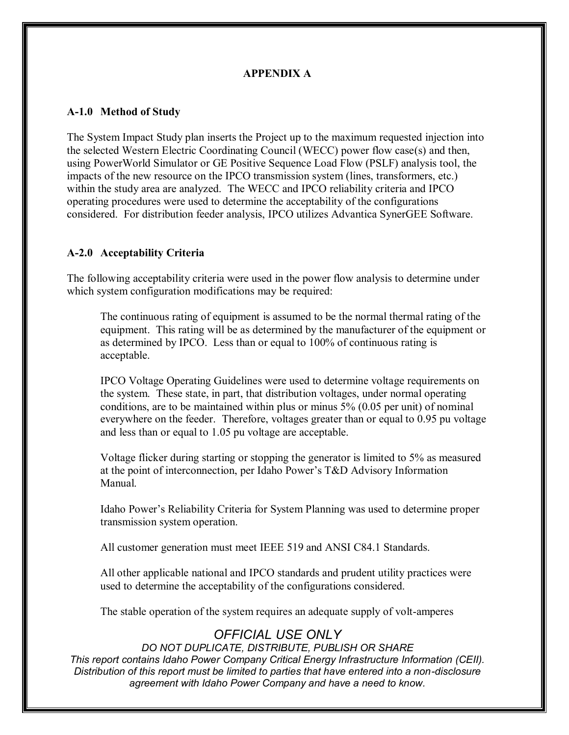## APPENDIX A

### A-1.0 Method of Study

The System Impact Study plan inserts the Project up to the maximum requested injection into the selected Western Electric Coordinating Council (WECC) power flow case(s) and then, using PowerWorld Simulator or GE Positive Sequence Load Flow (PSLF) analysis tool, the impacts of the new resource on the IPCO transmission system (lines, transformers, etc.) within the study area are analyzed. The WECC and IPCO reliability criteria and IPCO operating procedures were used to determine the acceptability of the configurations considered. For distribution feeder analysis, IPCO utilizes Advantica SynerGEE Software.

### A-2.0 Acceptability Criteria

The following acceptability criteria were used in the power flow analysis to determine under which system configuration modifications may be required:

The continuous rating of equipment is assumed to be the normal thermal rating of the equipment. This rating will be as determined by the manufacturer of the equipment or as determined by IPCO. Less than or equal to 100% of continuous rating is acceptable.

IPCO Voltage Operating Guidelines were used to determine voltage requirements on the system. These state, in part, that distribution voltages, under normal operating conditions, are to be maintained within plus or minus 5% (0.05 per unit) of nominal everywhere on the feeder. Therefore, voltages greater than or equal to 0.95 pu voltage and less than or equal to 1.05 pu voltage are acceptable.

Voltage flicker during starting or stopping the generator is limited to 5% as measured at the point of interconnection, per Idaho Power's T&D Advisory Information Manual.

Idaho Power's Reliability Criteria for System Planning was used to determine proper transmission system operation.

All customer generation must meet IEEE 519 and ANSI C84.1 Standards.

All other applicable national and IPCO standards and prudent utility practices were used to determine the acceptability of the configurations considered.

The stable operation of the system requires an adequate supply of volt-amperes

*OFFICIAL USE ONLY*

*DO NOT DUPLICATE, DISTRIBUTE, PUBLISH OR SHARE*

*This report contains Idaho Power Company Critical Energy Infrastructure Information (CEII). Distribution of this report must be limited to parties that have entered into a non-disclosure agreement with Idaho Power Company and have a need to know.*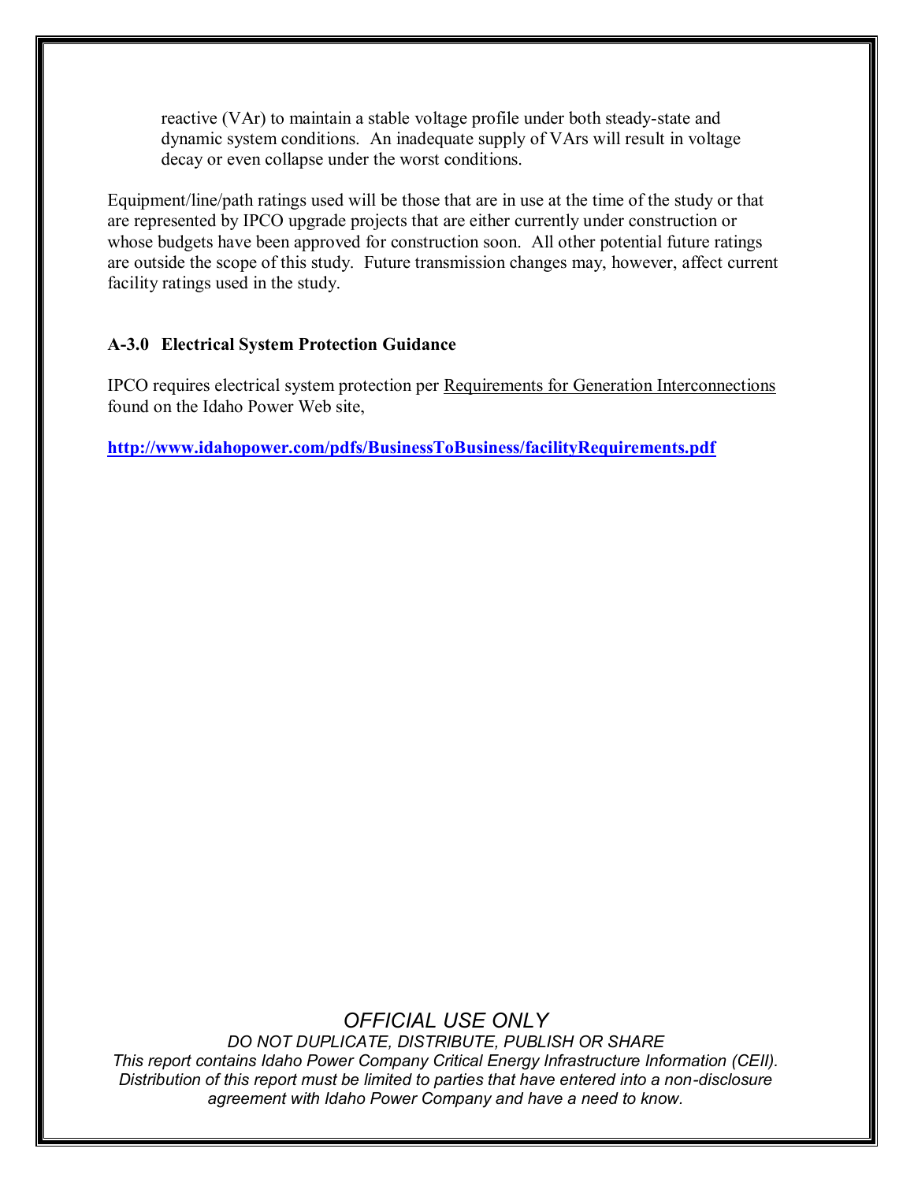reactive (VAr) to maintain a stable voltage profile under both steady-state and dynamic system conditions. An inadequate supply of VArs will result in voltage decay or even collapse under the worst conditions.

Equipment/line/path ratings used will be those that are in use at the time of the study or that are represented by IPCO upgrade projects that are either currently under construction or whose budgets have been approved for construction soon. All other potential future ratings are outside the scope of this study. Future transmission changes may, however, affect current facility ratings used in the study.

### A-3.0 Electrical System Protection Guidance

IPCO requires electrical system protection per Requirements for Generation Interconnections found on the Idaho Power Web site,

**http://www.idahopower.com/pdfs/BusinessToBusiness/facilityRequirements.pdf**

*OFFICIAL USE ONLY*

*DO NOT DUPLICATE, DISTRIBUTE, PUBLISH OR SHARE*

*This report contains Idaho Power Company Critical Energy Infrastructure Information (CEII). Distribution of this report must be limited to parties that have entered into a non-disclosure agreement with Idaho Power Company and have a need to know.*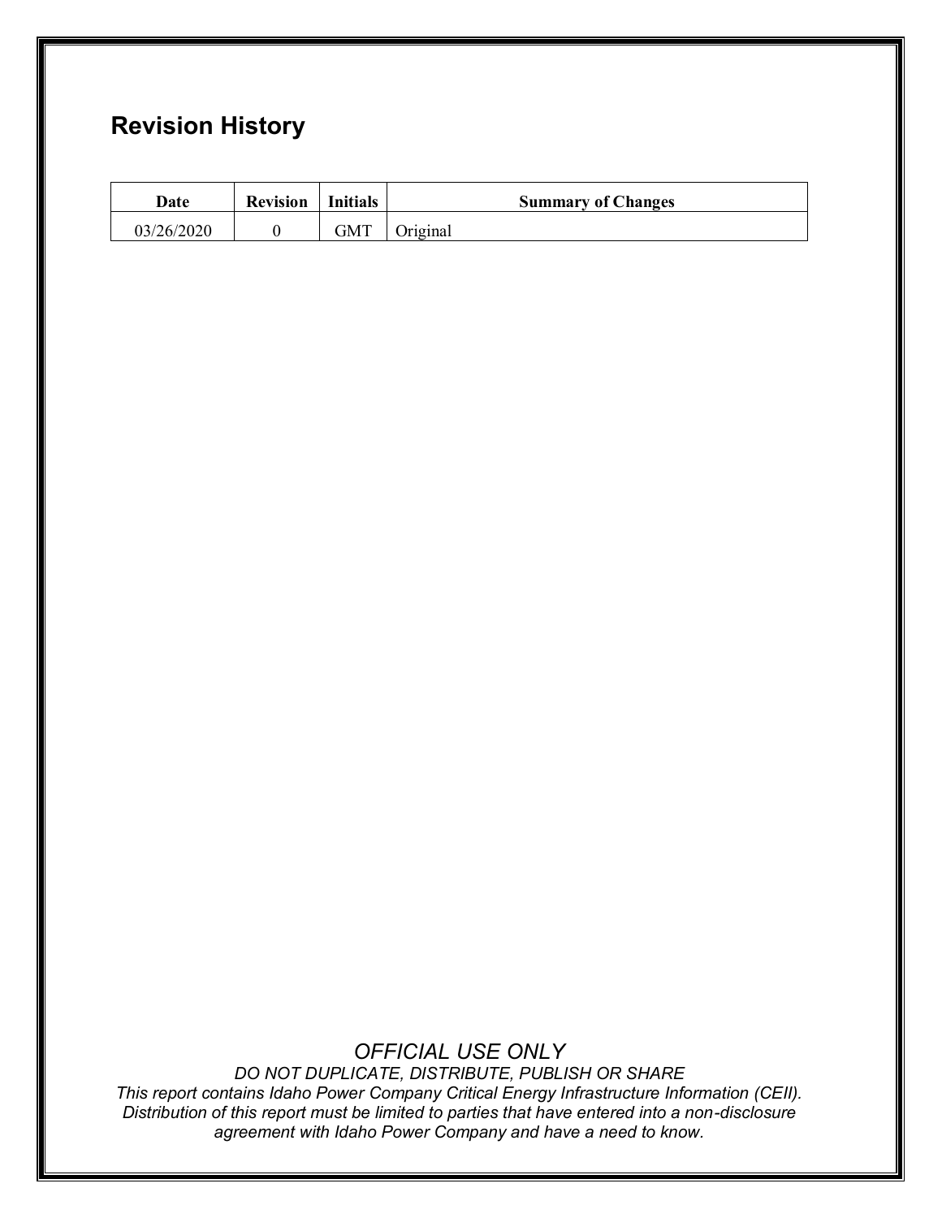## Revision History

| Date | Revision | Initials | Summary of Changes |
|---|---|---|---|
| 03/26/2020 | 0 | GMT | Original |

*OFFICIAL USE ONLY*

*DO NOT DUPLICATE, DISTRIBUTE, PUBLISH OR SHARE*

*This report contains Idaho Power Company Critical Energy Infrastructure Information (CEII). Distribution of this report must be limited to parties that have entered into a non-disclosure agreement with Idaho Power Company and have a need to know.*